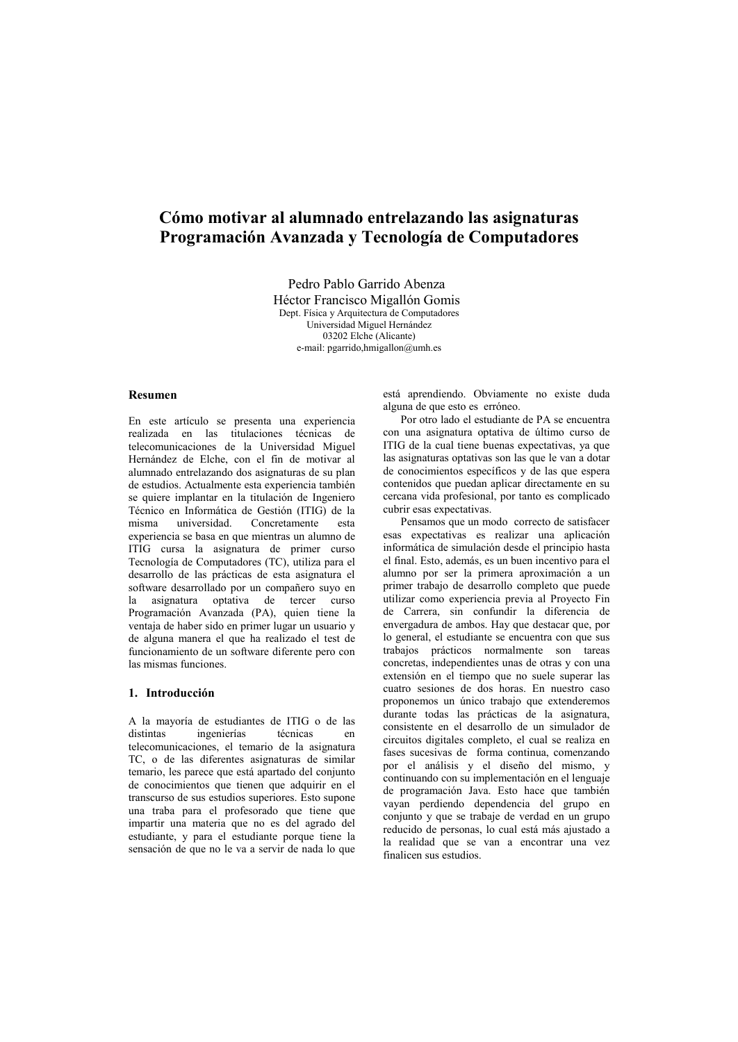# Cómo motivar al alumnado entrelazando las asignaturas Programación Avanzada y Tecnología de Computadores

Pedro Pablo Garrido Abenza
Héctor Francisco Migallón Gomis
Dept. Física y Arquitectura de Computadores
Universidad Miguel Hernández
03202 Elche (Alicante)
e-mail: pgarrido,hmigallon@umh.es

## Resumen

En este artículo se presenta una experiencia realizada en las titulaciones técnicas de telecomunicaciones de la Universidad Miguel Hernández de Elche, con el fin de motivar al alumnado entrelazando dos asignaturas de su plan de estudios. Actualmente esta experiencia también se quiere implantar en la titulación de Ingeniero Técnico en Informática de Gestión (ITIG) de la misma universidad. Concretamente esta experiencia se basa en que mientras un alumno de ITIG cursa la asignatura de primer curso Tecnología de Computadores (TC), utiliza para el desarrollo de las prácticas de esta asignatura el software desarrollado por un compañero suyo en la asignatura optativa de tercer curso Programación Avanzada (PA), quien tiene la ventaja de haber sido en primer lugar un usuario y de alguna manera el que ha realizado el test de funcionamiento de un software diferente pero con las mismas funciones.

## 1. Introducción

A la mayoría de estudiantes de ITIG o de las distintas ingenierías técnicas en telecomunicaciones, el temario de la asignatura TC, o de las diferentes asignaturas de similar temario, les parece que está apartado del conjunto de conocimientos que tienen que adquirir en el transcurso de sus estudios superiores. Esto supone una traba para el profesorado que tiene que impartir una materia que no es del agrado del estudiante, y para el estudiante porque tiene la sensación de que no le va a servir de nada lo que está aprendiendo. Obviamente no existe duda alguna de que esto es erróneo.

Por otro lado el estudiante de PA se encuentra con una asignatura optativa de último curso de ITIG de la cual tiene buenas expectativas, ya que las asignaturas optativas son las que le van a dotar de conocimientos específicos y de las que espera contenidos que puedan aplicar directamente en su cercana vida profesional, por tanto es complicado cubrir esas expectativas.

Pensamos que un modo correcto de satisfacer esas expectativas es realizar una aplicación informática de simulación desde el principio hasta el final. Esto, además, es un buen incentivo para el alumno por ser la primera aproximación a un primer trabajo de desarrollo completo que puede utilizar como experiencia previa al Proyecto Fin de Carrera, sin confundir la diferencia de envergadura de ambos. Hay que destacar que, por lo general, el estudiante se encuentra con que sus trabajos prácticos normalmente son tareas concretas, independientes unas de otras y con una extensión en el tiempo que no suele superar las cuatro sesiones de dos horas. En nuestro caso proponemos un único trabajo que extenderemos durante todas las prácticas de la asignatura, consistente en el desarrollo de un simulador de circuitos digitales completo, el cual se realiza en fases sucesivas de forma continua, comenzando por el análisis y el diseño del mismo, y continuando con su implementación en el lenguaje de programación Java. Esto hace que también vayan perdiendo dependencia del grupo en conjunto y que se trabaje de verdad en un grupo reducido de personas, lo cual está más ajustado a la realidad que se van a encontrar una vez finalicen sus estudios.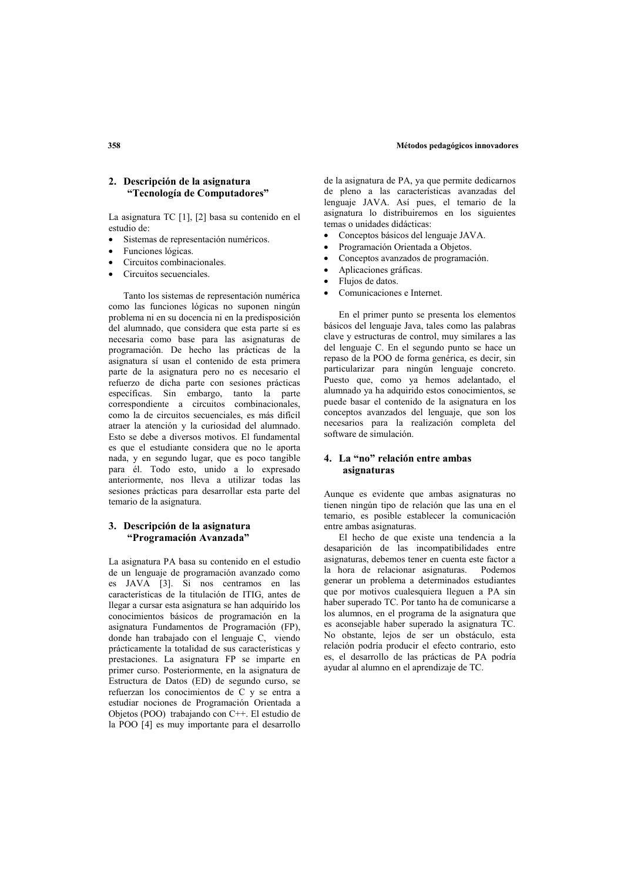## 2. Descripción de la asignatura "Tecnología de Computadores"

La asignatura TC [1], [2] basa su contenido en el estudio de:

- Sistemas de representación numéricos.
- Funciones lógicas.
- Circuitos combinacionales.
- Circuitos secuenciales.

Tanto los sistemas de representación numérica como las funciones lógicas no suponen ningún problema ni en su docencia ni en la predisposición del alumnado, que considera que esta parte sí es necesaria como base para las asignaturas de programación. De hecho las prácticas de la asignatura sí usan el contenido de esta primera parte de la asignatura pero no es necesario el refuerzo de dicha parte con sesiones prácticas específicas. Sin embargo, tanto la parte correspondiente a circuitos combinacionales, como la de circuitos secuenciales, es más difícil atraer la atención y la curiosidad del alumnado. Esto se debe a diversos motivos. El fundamental es que el estudiante considera que no le aporta nada, y en segundo lugar, que es poco tangible para él. Todo esto, unido a lo expresado anteriormente, nos lleva a utilizar todas las sesiones prácticas para desarrollar esta parte del temario de la asignatura.

## 3. Descripción de la asignatura "Programación Avanzada"

La asignatura PA basa su contenido en el estudio de un lenguaje de programación avanzado como es JAVA [3]. Si nos centramos en las características de la titulación de ITIG, antes de llegar a cursar esta asignatura se han adquirido los conocimientos básicos de programación en la asignatura Fundamentos de Programación (FP), donde han trabajado con el lenguaje C, viendo prácticamente la totalidad de sus características y prestaciones. La asignatura FP se imparte en primer curso. Posteriormente, en la asignatura de Estructura de Datos (ED) de segundo curso, se refuerzan los conocimientos de C y se entra a estudiar nociones de Programación Orientada a Objetos (POO) trabajando con C++. El estudio de la POO [4] es muy importante para el desarrollo de la asignatura de PA, ya que permite dedicarnos de pleno a las características avanzadas del lenguaje JAVA. Así pues, el temario de la asignatura lo distribuiremos en los siguientes temas o unidades didácticas:

- Conceptos básicos del lenguaje JAVA.
- Programación Orientada a Objetos.
- Conceptos avanzados de programación.
- Aplicaciones gráficas.
- Flujos de datos.
- Comunicaciones e Internet.

En el primer punto se presenta los elementos básicos del lenguaje Java, tales como las palabras clave y estructuras de control, muy similares a las del lenguaje C. En el segundo punto se hace un repaso de la POO de forma genérica, es decir, sin particularizar para ningún lenguaje concreto. Puesto que, como ya hemos adelantado, el alumnado ya ha adquirido estos conocimientos, se puede basar el contenido de la asignatura en los conceptos avanzados del lenguaje, que son los necesarios para la realización completa del software de simulación.

## 4. La "no" relación entre ambas asignaturas

Aunque es evidente que ambas asignaturas no tienen ningún tipo de relación que las una en el temario, es posible establecer la comunicación entre ambas asignaturas.

El hecho de que existe una tendencia a la desaparición de las incompatibilidades entre asignaturas, debemos tener en cuenta este factor a la hora de relacionar asignaturas. Podemos generar un problema a determinados estudiantes que por motivos cualesquiera lleguen a PA sin haber superado TC. Por tanto ha de comunicarse a los alumnos, en el programa de la asignatura que es aconsejable haber superado la asignatura TC. No obstante, lejos de ser un obstáculo, esta relación podría producir el efecto contrario, esto es, el desarrollo de las prácticas de PA podría ayudar al alumno en el aprendizaje de TC.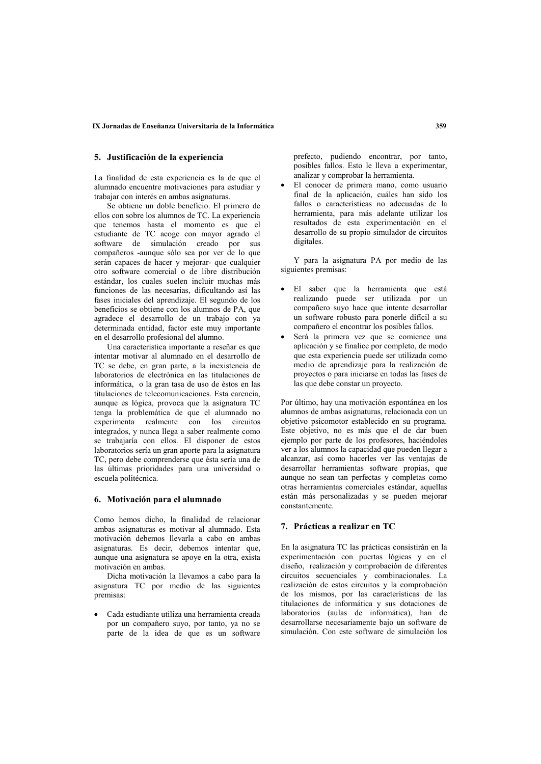## 5. Justificación de la experiencia

La finalidad de esta experiencia es la de que el alumnado encuentre motivaciones para estudiar y trabajar con interés en ambas asignaturas.

Se obtiene un doble beneficio. El primero de ellos con sobre los alumnos de TC. La experiencia que tenemos hasta el momento es que el estudiante de TC acoge con mayor agrado el software de simulación creado por sus compañeros -aunque sólo sea por ver de lo que serán capaces de hacer y mejorar- que cualquier otro software comercial o de libre distribución estándar, los cuales suelen incluir muchas más funciones de las necesarias, dificultando así las fases iniciales del aprendizaje. El segundo de los beneficios se obtiene con los alumnos de PA, que agradece el desarrollo de un trabajo con ya determinada entidad, factor este muy importante en el desarrollo profesional del alumno.

Una característica importante a reseñar es que intentar motivar al alumnado en el desarrollo de TC se debe, en gran parte, a la inexistencia de laboratorios de electrónica en las titulaciones de informática, o la gran tasa de uso de éstos en las titulaciones de telecomunicaciones. Esta carencia, aunque es lógica, provoca que la asignatura TC tenga la problemática de que el alumnado no experimenta realmente con los circuitos integrados, y nunca llega a saber realmente como se trabajaría con ellos. El disponer de estos laboratorios sería un gran aporte para la asignatura TC, pero debe comprenderse que ésta sería una de las últimas prioridades para una universidad o escuela politécnica.

## 6. Motivación para el alumnado

Como hemos dicho, la finalidad de relacionar ambas asignaturas es motivar al alumnado. Esta motivación debemos llevarla a cabo en ambas asignaturas. Es decir, debemos intentar que, aunque una asignatura se apoye en la otra, exista motivación en ambas.

Dicha motivación la llevamos a cabo para la asignatura TC por medio de las siguientes premisas:

- Cada estudiante utiliza una herramienta creada por un compañero suyo, por tanto, ya no se parte de la idea de que es un software prefecto, pudiendo encontrar, por tanto, posibles fallos. Esto le lleva a experimentar, analizar y comprobar la herramienta.
- El conocer de primera mano, como usuario final de la aplicación, cuáles han sido los fallos o características no adecuadas de la herramienta, para más adelante utilizar los resultados de esta experimentación en el desarrollo de su propio simulador de circuitos digitales.

Y para la asignatura PA por medio de las siguientes premisas:

- El saber que la herramienta que está realizando puede ser utilizada por un compañero suyo hace que intente desarrollar un software robusto para ponerle difícil a su compañero el encontrar los posibles fallos.
- Será la primera vez que se comience una aplicación y se finalice por completo, de modo que esta experiencia puede ser utilizada como medio de aprendizaje para la realización de proyectos o para iniciarse en todas las fases de las que debe constar un proyecto.

Por último, hay una motivación espontánea en los alumnos de ambas asignaturas, relacionada con un objetivo psicomotor establecido en su programa. Este objetivo, no es más que el de dar buen ejemplo por parte de los profesores, haciéndoles ver a los alumnos la capacidad que pueden llegar a alcanzar, así como hacerles ver las ventajas de desarrollar herramientas software propias, que aunque no sean tan perfectas y completas como otras herramientas comerciales estándar, aquellas están más personalizadas y se pueden mejorar constantemente.

## 7. Prácticas a realizar en TC

En la asignatura TC las prácticas consistirán en la experimentación con puertas lógicas y en el diseño, realización y comprobación de diferentes circuitos secuenciales y combinacionales. La realización de estos circuitos y la comprobación de los mismos, por las características de las titulaciones de informática y sus dotaciones de laboratorios (aulas de informática), han de desarrollarse necesariamente bajo un software de simulación. Con este software de simulación los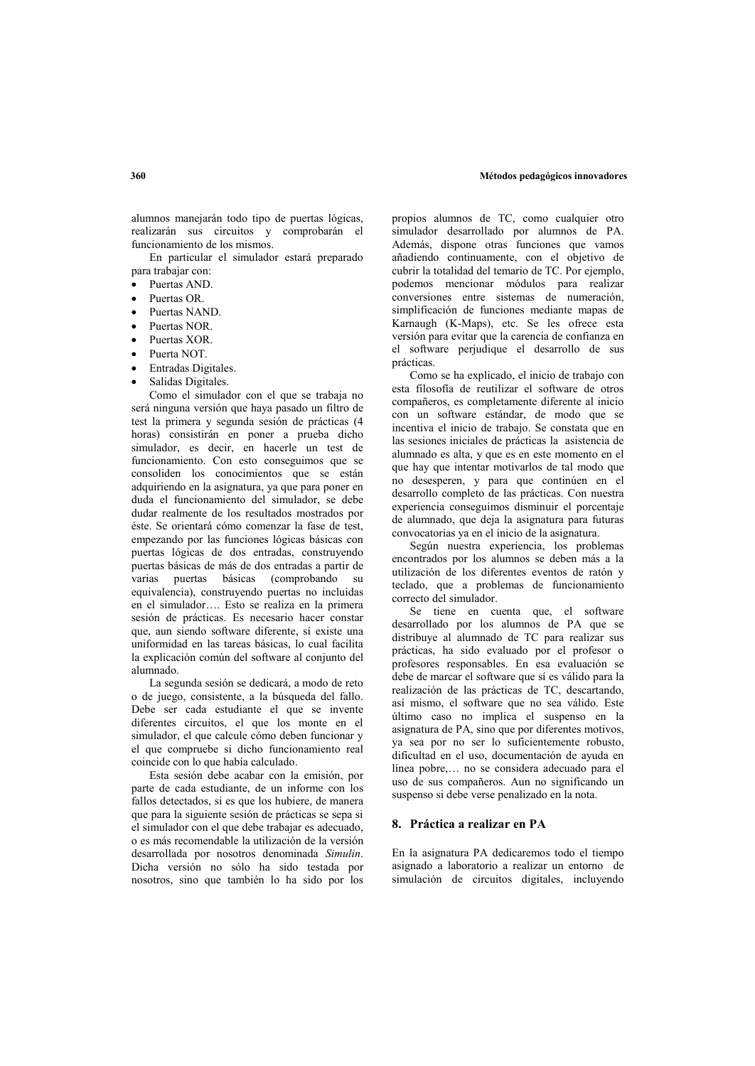alumnos manejarán todo tipo de puertas lógicas, realizarán sus circuitos y comprobarán el funcionamiento de los mismos.

En particular el simulador estará preparado para trabajar con:

- Puertas AND.
- Puertas OR.
- Puertas NAND.
- Puertas NOR.
- Puertas XOR.
- Puerta NOT.
- Entradas Digitales.
- Salidas Digitales.

Como el simulador con el que se trabaja no será ninguna versión que haya pasado un filtro de test la primera y segunda sesión de prácticas (4 horas) consistirán en poner a prueba dicho simulador, es decir, en hacerle un test de funcionamiento. Con esto conseguimos que se consoliden los conocimientos que se están adquiriendo en la asignatura, ya que para poner en duda el funcionamiento del simulador, se debe dudar realmente de los resultados mostrados por éste. Se orientará cómo comenzar la fase de test, empezando por las funciones lógicas básicas con puertas lógicas de dos entradas, construyendo puertas básicas de más de dos entradas a partir de varias puertas básicas (comprobando su equivalencia), construyendo puertas no incluidas en el simulador…. Esto se realiza en la primera sesión de prácticas. Es necesario hacer constar que, aun siendo software diferente, sí existe una uniformidad en las tareas básicas, lo cual facilita la explicación común del software al conjunto del alumnado.

La segunda sesión se dedicará, a modo de reto o de juego, consistente, a la búsqueda del fallo. Debe ser cada estudiante el que se invente diferentes circuitos, el que los monte en el simulador, el que calcule cómo deben funcionar y el que compruebe si dicho funcionamiento real coincide con lo que había calculado.

Esta sesión debe acabar con la emisión, por parte de cada estudiante, de un informe con los fallos detectados, si es que los hubiere, de manera que para la siguiente sesión de prácticas se sepa si el simulador con el que debe trabajar es adecuado, o es más recomendable la utilización de la versión desarrollada por nosotros denominada *Simulin*. Dicha versión no sólo ha sido testada por nosotros, sino que también lo ha sido por los propios alumnos de TC, como cualquier otro simulador desarrollado por alumnos de PA. Además, dispone otras funciones que vamos añadiendo continuamente, con el objetivo de cubrir la totalidad del temario de TC. Por ejemplo, podemos mencionar módulos para realizar conversiones entre sistemas de numeración, simplificación de funciones mediante mapas de Karnaugh (K-Maps), etc. Se les ofrece esta versión para evitar que la carencia de confianza en el software perjudique el desarrollo de sus prácticas.

Como se ha explicado, el inicio de trabajo con esta filosofía de reutilizar el software de otros compañeros, es completamente diferente al inicio con un software estándar, de modo que se incentiva el inicio de trabajo. Se constata que en las sesiones iniciales de prácticas la asistencia de alumnado es alta, y que es en este momento en el que hay que intentar motivarlos de tal modo que no desesperen, y para que continúen en el desarrollo completo de las prácticas. Con nuestra experiencia conseguimos disminuir el porcentaje de alumnado, que deja la asignatura para futuras convocatorias ya en el inicio de la asignatura.

Según nuestra experiencia, los problemas encontrados por los alumnos se deben más a la utilización de los diferentes eventos de ratón y teclado, que a problemas de funcionamiento correcto del simulador.

Se tiene en cuenta que, el software desarrollado por los alumnos de PA que se distribuye al alumnado de TC para realizar sus prácticas, ha sido evaluado por el profesor o profesores responsables. En esa evaluación se debe de marcar el software que sí es válido para la realización de las prácticas de TC, descartando, así mismo, el software que no sea válido. Este último caso no implica el suspenso en la asignatura de PA, sino que por diferentes motivos, ya sea por no ser lo suficientemente robusto, dificultad en el uso, documentación de ayuda en línea pobre,… no se considera adecuado para el uso de sus compañeros. Aun no significando un suspenso si debe verse penalizado en la nota.

## 8. Práctica a realizar en PA

En la asignatura PA dedicaremos todo el tiempo asignado a laboratorio a realizar un entorno de simulación de circuitos digitales, incluyendo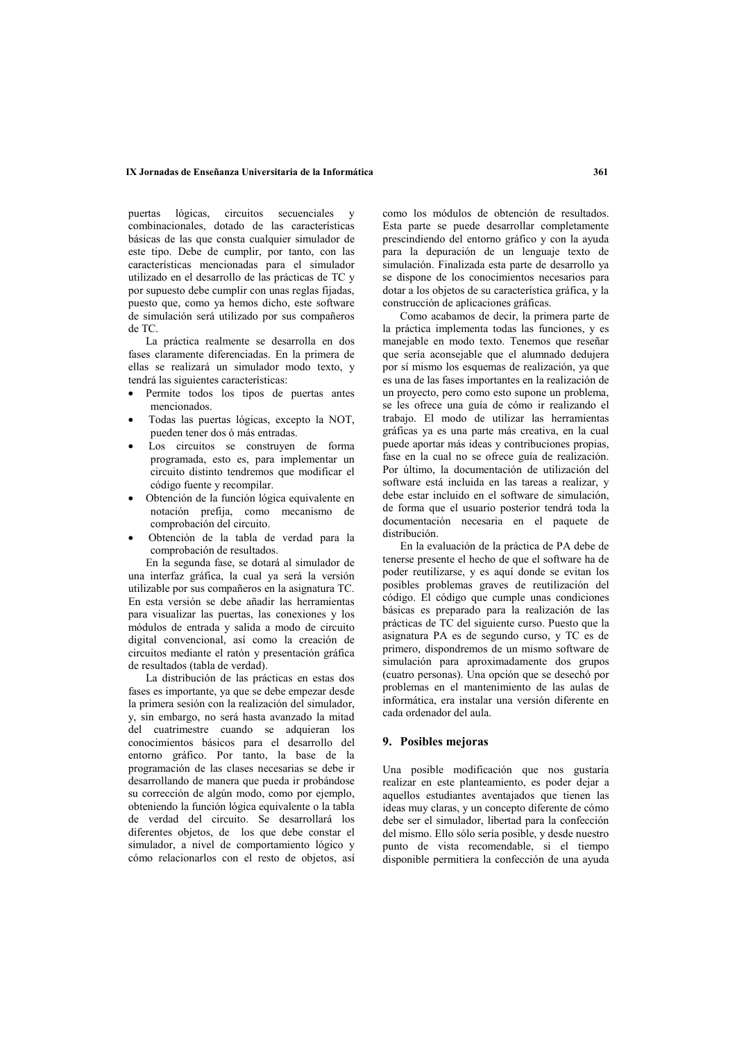puertas lógicas, circuitos secuenciales y combinacionales, dotado de las características básicas de las que consta cualquier simulador de este tipo. Debe de cumplir, por tanto, con las características mencionadas para el simulador utilizado en el desarrollo de las prácticas de TC y por supuesto debe cumplir con unas reglas fijadas, puesto que, como ya hemos dicho, este software de simulación será utilizado por sus compañeros de TC.

La práctica realmente se desarrolla en dos fases claramente diferenciadas. En la primera de ellas se realizará un simulador modo texto, y tendrá las siguientes características:

- Permite todos los tipos de puertas antes mencionados.
- Todas las puertas lógicas, excepto la NOT, pueden tener dos ó más entradas.
- Los circuitos se construyen de forma programada, esto es, para implementar un circuito distinto tendremos que modificar el código fuente y recompilar.
- Obtención de la función lógica equivalente en notación prefija, como mecanismo de comprobación del circuito.
- Obtención de la tabla de verdad para la comprobación de resultados.

En la segunda fase, se dotará al simulador de una interfaz gráfica, la cual ya será la versión utilizable por sus compañeros en la asignatura TC. En esta versión se debe añadir las herramientas para visualizar las puertas, las conexiones y los módulos de entrada y salida a modo de circuito digital convencional, así como la creación de circuitos mediante el ratón y presentación gráfica de resultados (tabla de verdad).

La distribución de las prácticas en estas dos fases es importante, ya que se debe empezar desde la primera sesión con la realización del simulador, y, sin embargo, no será hasta avanzado la mitad del cuatrimestre cuando se adquieran los conocimientos básicos para el desarrollo del entorno gráfico. Por tanto, la base de la programación de las clases necesarias se debe ir desarrollando de manera que pueda ir probándose su corrección de algún modo, como por ejemplo, obteniendo la función lógica equivalente o la tabla de verdad del circuito. Se desarrollará los diferentes objetos, de los que debe constar el simulador, a nivel de comportamiento lógico y cómo relacionarlos con el resto de objetos, así como los módulos de obtención de resultados. Esta parte se puede desarrollar completamente prescindiendo del entorno gráfico y con la ayuda para la depuración de un lenguaje texto de simulación. Finalizada esta parte de desarrollo ya se dispone de los conocimientos necesarios para dotar a los objetos de su característica gráfica, y la construcción de aplicaciones gráficas.

Como acabamos de decir, la primera parte de la práctica implementa todas las funciones, y es manejable en modo texto. Tenemos que reseñar que sería aconsejable que el alumnado dedujera por sí mismo los esquemas de realización, ya que es una de las fases importantes en la realización de un proyecto, pero como esto supone un problema, se les ofrece una guía de cómo ir realizando el trabajo. El modo de utilizar las herramientas gráficas ya es una parte más creativa, en la cual puede aportar más ideas y contribuciones propias, fase en la cual no se ofrece guía de realización. Por último, la documentación de utilización del software está incluida en las tareas a realizar, y debe estar incluido en el software de simulación, de forma que el usuario posterior tendrá toda la documentación necesaria en el paquete de distribución.

En la evaluación de la práctica de PA debe de tenerse presente el hecho de que el software ha de poder reutilizarse, y es aquí donde se evitan los posibles problemas graves de reutilización del código. El código que cumple unas condiciones básicas es preparado para la realización de las prácticas de TC del siguiente curso. Puesto que la asignatura PA es de segundo curso, y TC es de primero, dispondremos de un mismo software de simulación para aproximadamente dos grupos (cuatro personas). Una opción que se desechó por problemas en el mantenimiento de las aulas de informática, era instalar una versión diferente en cada ordenador del aula.

## 9. Posibles mejoras

Una posible modificación que nos gustaría realizar en este planteamiento, es poder dejar a aquellos estudiantes aventajados que tienen las ideas muy claras, y un concepto diferente de cómo debe ser el simulador, libertad para la confección del mismo. Ello sólo sería posible, y desde nuestro punto de vista recomendable, si el tiempo disponible permitiera la confección de una ayuda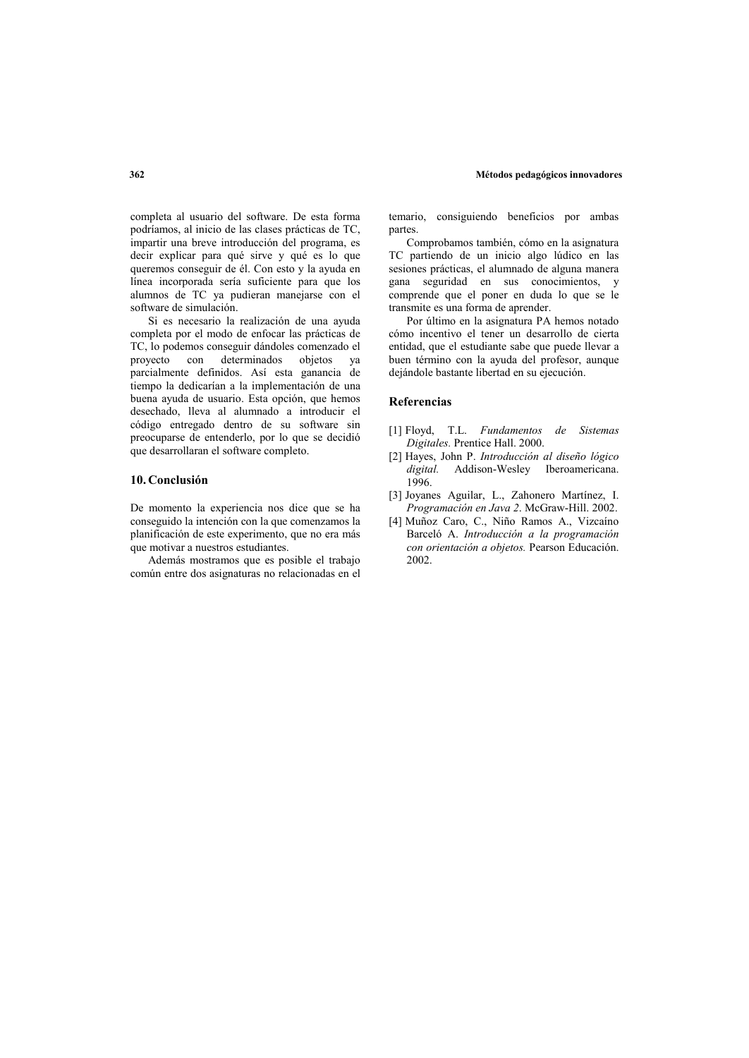completa al usuario del software. De esta forma podríamos, al inicio de las clases prácticas de TC, impartir una breve introducción del programa, es decir explicar para qué sirve y qué es lo que queremos conseguir de él. Con esto y la ayuda en línea incorporada sería suficiente para que los alumnos de TC ya pudieran manejarse con el software de simulación.

Si es necesario la realización de una ayuda completa por el modo de enfocar las prácticas de TC, lo podemos conseguir dándoles comenzado el proyecto con determinados objetos ya parcialmente definidos. Así esta ganancia de tiempo la dedicarían a la implementación de una buena ayuda de usuario. Esta opción, que hemos desechado, lleva al alumnado a introducir el código entregado dentro de su software sin preocuparse de entenderlo, por lo que se decidió que desarrollaran el software completo.

## 10. Conclusión

De momento la experiencia nos dice que se ha conseguido la intención con la que comenzamos la planificación de este experimento, que no era más que motivar a nuestros estudiantes.

Además mostramos que es posible el trabajo común entre dos asignaturas no relacionadas en el temario, consiguiendo beneficios por ambas partes.

Comprobamos también, cómo en la asignatura TC partiendo de un inicio algo lúdico en las sesiones prácticas, el alumnado de alguna manera gana seguridad en sus conocimientos, y comprende que el poner en duda lo que se le transmite es una forma de aprender.

Por último en la asignatura PA hemos notado cómo incentivo el tener un desarrollo de cierta entidad, que el estudiante sabe que puede llevar a buen término con la ayuda del profesor, aunque dejándole bastante libertad en su ejecución.

## Referencias

[1] Floyd, T.L. *Fundamentos de Sistemas Digitales.* Prentice Hall. 2000.

[2] Hayes, John P. *Introducción al diseño lógico digital.* Addison-Wesley Iberoamericana. 1996.

[3] Joyanes Aguilar, L., Zahonero Martínez, I. *Programación en Java 2*. McGraw-Hill. 2002.

[4] Muñoz Caro, C., Niño Ramos A., Vizcaíno Barceló A. *Introducción a la programación con orientación a objetos.* Pearson Educación. 2002.